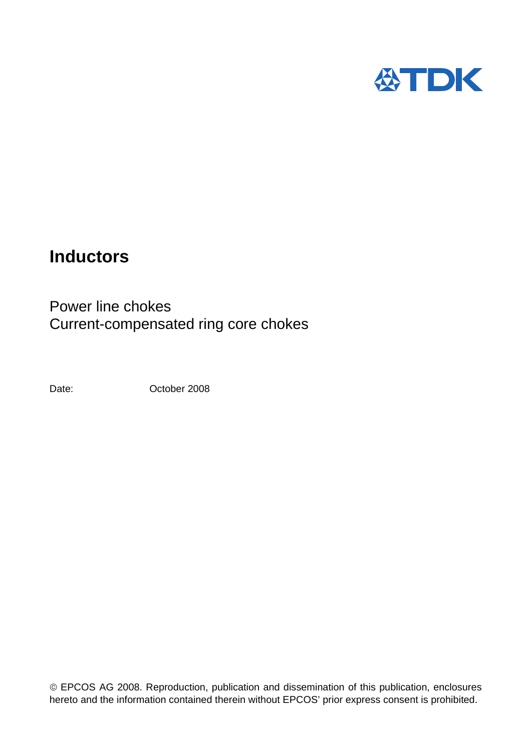# Inductors

Power line chokes
Current-compensated ring core chokes

Date: October 2008

© EPCOS AG 2008. Reproduction, publication and dissemination of this publication, enclosures hereto and the information contained therein without EPCOS' prior express consent is prohibited.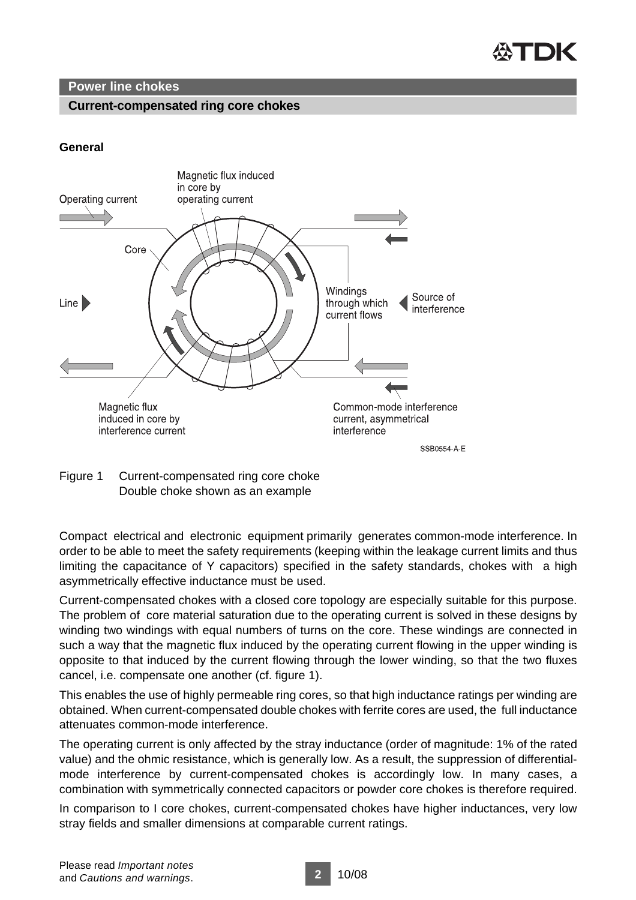Power line chokes

Current-compensated ring core chokes

**General**

Figure 1 Current-compensated ring core choke
Double choke shown as an example

Compact electrical and electronic equipment primarily generates common-mode interference. In order to be able to meet the safety requirements (keeping within the leakage current limits and thus limiting the capacitance of Y capacitors) specified in the safety standards, chokes with a high asymmetrically effective inductance must be used.

Current-compensated chokes with a closed core topology are especially suitable for this purpose. The problem of core material saturation due to the operating current is solved in these designs by winding two windings with equal numbers of turns on the core. These windings are connected in such a way that the magnetic flux induced by the operating current flowing in the upper winding is opposite to that induced by the current flowing through the lower winding, so that the two fluxes cancel, i.e. compensate one another (cf. figure 1).

This enables the use of highly permeable ring cores, so that high inductance ratings per winding are obtained. When current-compensated double chokes with ferrite cores are used, the full inductance attenuates common-mode interference.

The operating current is only affected by the stray inductance (order of magnitude: 1% of the rated value) and the ohmic resistance, which is generally low. As a result, the suppression of differential-mode interference by current-compensated chokes is accordingly low. In many cases, a combination with symmetrically connected capacitors or powder core chokes is therefore required.

In comparison to I core chokes, current-compensated chokes have higher inductances, very low stray fields and smaller dimensions at comparable current ratings.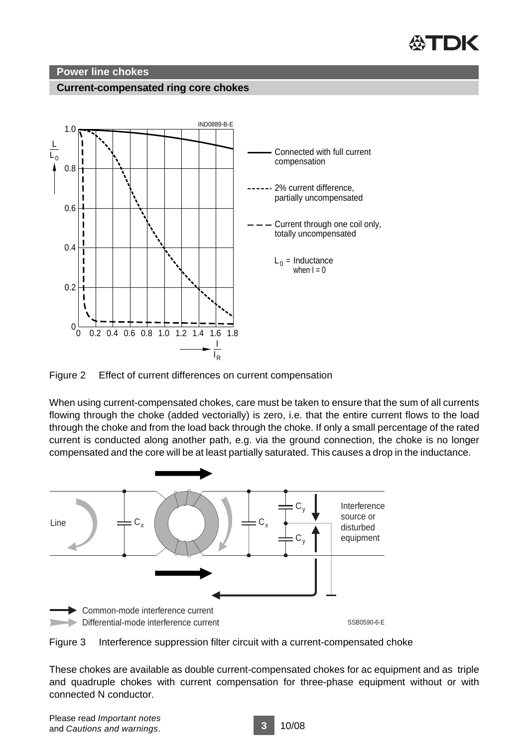## Power line chokes

### Current-compensated ring core chokes

IND0889-B-E

$\frac{L}{L_0}$

1.0
0.8
0.6
0.4
0.2
0

0 0.2 0.4 0.6 0.8 1.0 1.2 1.4 1.6 1.8

$\frac{I}{I_R}$

Connected with full current compensation

2% current difference, partially uncompensated

Current through one coil only, totally uncompensated

$L_0$ = Inductance when I = 0

Figure 2 Effect of current differences on current compensation

When using current-compensated chokes, care must be taken to ensure that the sum of all currents flowing through the choke (added vectorially) is zero, i.e. that the entire current flows to the load through the choke and from the load back through the choke. If only a small percentage of the rated current is conducted along another path, e.g. via the ground connection, the choke is no longer compensated and the core will be at least partially saturated. This causes a drop in the inductance.

Line

$C_x$

$C_x$

$C_y$

$C_y$

Interference source or disturbed equipment

Common-mode interference current

Differential-mode interference current

SSB0590-6-E

Figure 3 Interference suppression filter circuit with a current-compensated choke

These chokes are available as double current-compensated chokes for ac equipment and as triple and quadruple chokes with current compensation for three-phase equipment without or with connected N conductor.

Please read *Important notes* and *Cautions and warnings*.

10/08